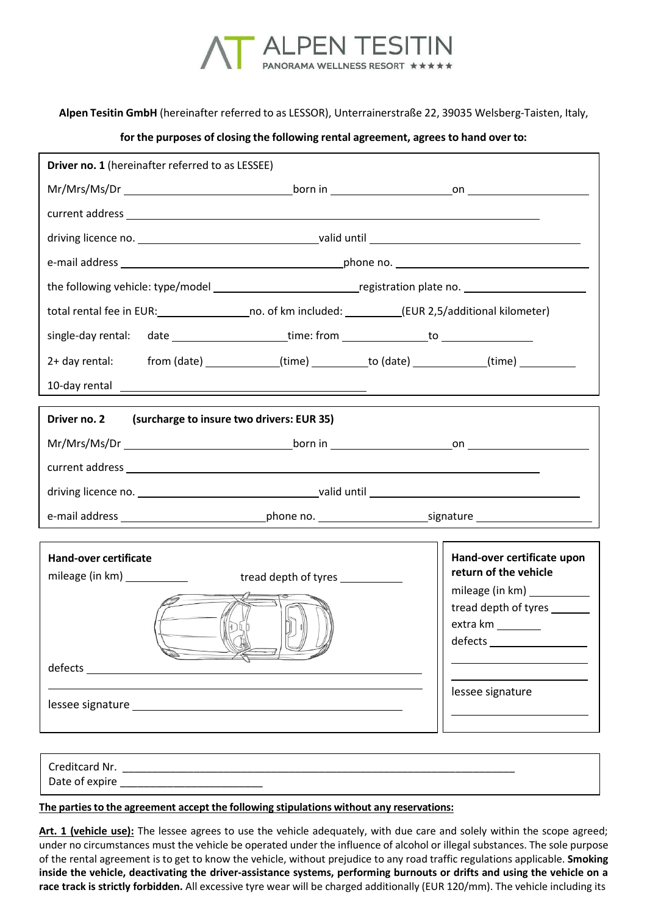ALPEN TESITIN
PANORAMA WELLNESS RESORT ★★★★★

**Alpen Tesitin GmbH** (hereinafter referred to as LESSOR), Unterrainerstraße 22, 39035 Welsberg-Taisten, Italy,

**for the purposes of closing the following rental agreement, agrees to hand over to:**

**Driver no. 1** (hereinafter referred to as LESSEE)

Mr/Mrs/Ms/Dr ____________________ born in ________________ on ________________

current address ______________________________________________

driving licence no. ____________________ valid until ____________________

e-mail address ____________________ phone no. ____________________

the following vehicle: type/model ____________________ registration plate no. ________________

total rental fee in EUR: ____________ no. of km included: ________ (EUR 2,5/additional kilometer)

single-day rental: date ________________ time: from ____________ to ____________

2+ day rental: from (date) __________ (time) ________ to (date) __________ (time) ________

10-day rental ______________________________

**Driver no. 2 (surcharge to insure two drivers: EUR 35)**

Mr/Mrs/Ms/Dr ____________________ born in ________________ on ________________

current address ______________________________________________

driving licence no. ____________________ valid until ____________________

e-mail address ________________ phone no. ______________ signature ________________

**Hand-over certificate**

mileage (in km) __________ tread depth of tyres __________

defects ______________________________________________

lessee signature ______________________________

**Hand-over certificate upon return of the vehicle**

mileage (in km) __________

tread depth of tyres ________

extra km ________

defects ______________

lessee signature ______________

Creditcard Nr. ______________________________________________

Date of expire ____________________

**The parties to the agreement accept the following stipulations without any reservations:**

**Art. 1 (vehicle use):** The lessee agrees to use the vehicle adequately, with due care and solely within the scope agreed; under no circumstances must the vehicle be operated under the influence of alcohol or illegal substances. The sole purpose of the rental agreement is to get to know the vehicle, without prejudice to any road traffic regulations applicable. **Smoking inside the vehicle, deactivating the driver-assistance systems, performing burnouts or drifts and using the vehicle on a race track is strictly forbidden.** All excessive tyre wear will be charged additionally (EUR 120/mm). The vehicle including its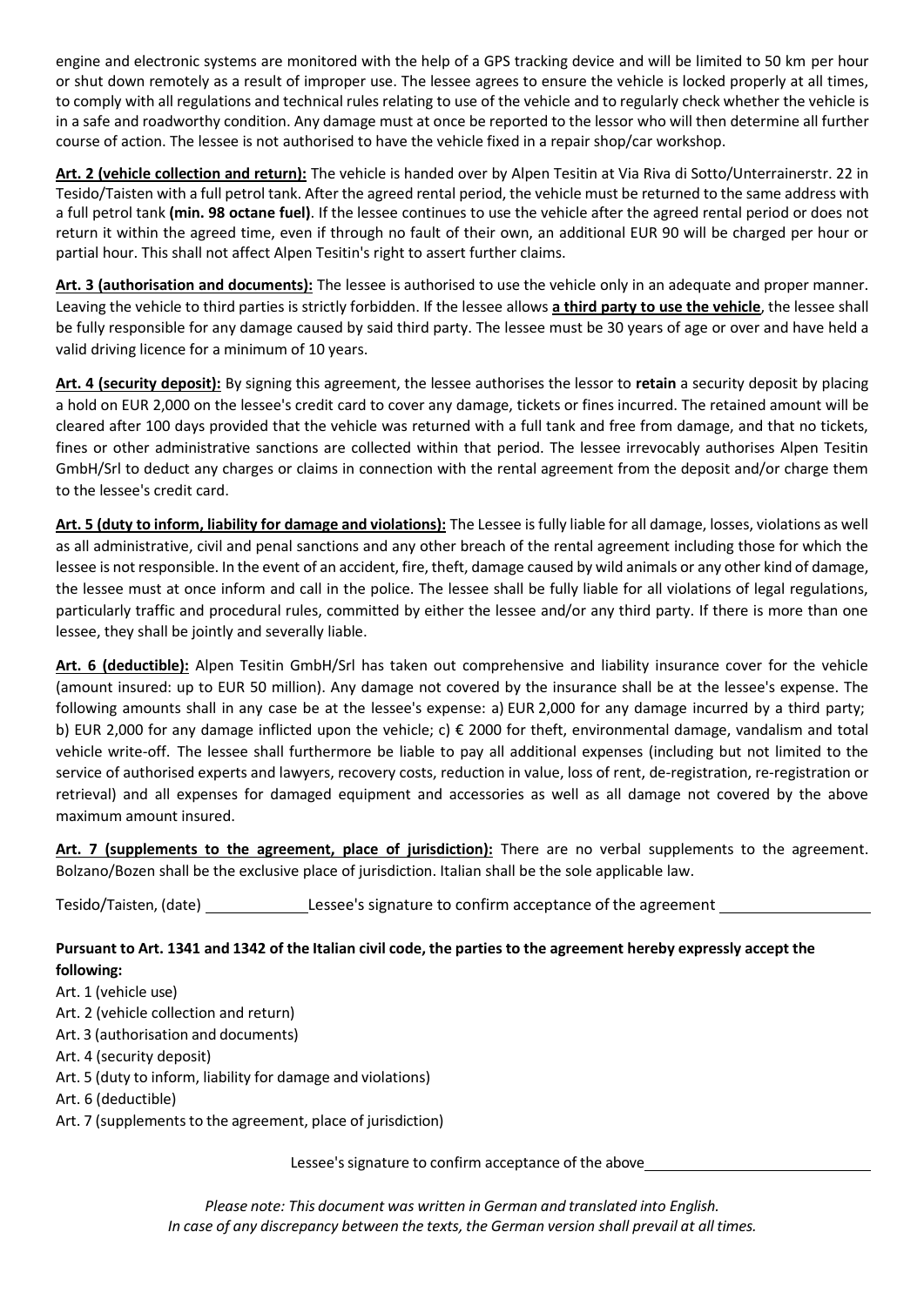engine and electronic systems are monitored with the help of a GPS tracking device and will be limited to 50 km per hour or shut down remotely as a result of improper use. The lessee agrees to ensure the vehicle is locked properly at all times, to comply with all regulations and technical rules relating to use of the vehicle and to regularly check whether the vehicle is in a safe and roadworthy condition. Any damage must at once be reported to the lessor who will then determine all further course of action. The lessee is not authorised to have the vehicle fixed in a repair shop/car workshop.

**Art. 2 (vehicle collection and return):** The vehicle is handed over by Alpen Tesitin at Via Riva di Sotto/Unterrainerstr. 22 in Tesido/Taisten with a full petrol tank. After the agreed rental period, the vehicle must be returned to the same address with a full petrol tank **(min. 98 octane fuel)**. If the lessee continues to use the vehicle after the agreed rental period or does not return it within the agreed time, even if through no fault of their own, an additional EUR 90 will be charged per hour or partial hour. This shall not affect Alpen Tesitin's right to assert further claims.

**Art. 3 (authorisation and documents):** The lessee is authorised to use the vehicle only in an adequate and proper manner. Leaving the vehicle to third parties is strictly forbidden. If the lessee allows **a third party to use the vehicle**, the lessee shall be fully responsible for any damage caused by said third party. The lessee must be 30 years of age or over and have held a valid driving licence for a minimum of 10 years.

**Art. 4 (security deposit):** By signing this agreement, the lessee authorises the lessor to **retain** a security deposit by placing a hold on EUR 2,000 on the lessee's credit card to cover any damage, tickets or fines incurred. The retained amount will be cleared after 100 days provided that the vehicle was returned with a full tank and free from damage, and that no tickets, fines or other administrative sanctions are collected within that period. The lessee irrevocably authorises Alpen Tesitin GmbH/Srl to deduct any charges or claims in connection with the rental agreement from the deposit and/or charge them to the lessee's credit card.

**Art. 5 (duty to inform, liability for damage and violations):** The Lessee is fully liable for all damage, losses, violations as well as all administrative, civil and penal sanctions and any other breach of the rental agreement including those for which the lessee is not responsible. In the event of an accident, fire, theft, damage caused by wild animals or any other kind of damage, the lessee must at once inform and call in the police. The lessee shall be fully liable for all violations of legal regulations, particularly traffic and procedural rules, committed by either the lessee and/or any third party. If there is more than one lessee, they shall be jointly and severally liable.

**Art. 6 (deductible):** Alpen Tesitin GmbH/Srl has taken out comprehensive and liability insurance cover for the vehicle (amount insured: up to EUR 50 million). Any damage not covered by the insurance shall be at the lessee's expense. The following amounts shall in any case be at the lessee's expense: a) EUR 2,000 for any damage incurred by a third party; b) EUR 2,000 for any damage inflicted upon the vehicle; c) € 2000 for theft, environmental damage, vandalism and total vehicle write-off. The lessee shall furthermore be liable to pay all additional expenses (including but not limited to the service of authorised experts and lawyers, recovery costs, reduction in value, loss of rent, de-registration, re-registration or retrieval) and all expenses for damaged equipment and accessories as well as all damage not covered by the above maximum amount insured.

**Art. 7 (supplements to the agreement, place of jurisdiction):** There are no verbal supplements to the agreement. Bolzano/Bozen shall be the exclusive place of jurisdiction. Italian shall be the sole applicable law.

Tesido/Taisten, (date) ____________ Lessee's signature to confirm acceptance of the agreement ____________________

**Pursuant to Art. 1341 and 1342 of the Italian civil code, the parties to the agreement hereby expressly accept the following:**

Art. 1 (vehicle use)
Art. 2 (vehicle collection and return)
Art. 3 (authorisation and documents)
Art. 4 (security deposit)
Art. 5 (duty to inform, liability for damage and violations)
Art. 6 (deductible)
Art. 7 (supplements to the agreement, place of jurisdiction)

Lessee's signature to confirm acceptance of the above ____________________

*Please note: This document was written in German and translated into English.*
*In case of any discrepancy between the texts, the German version shall prevail at all times.*